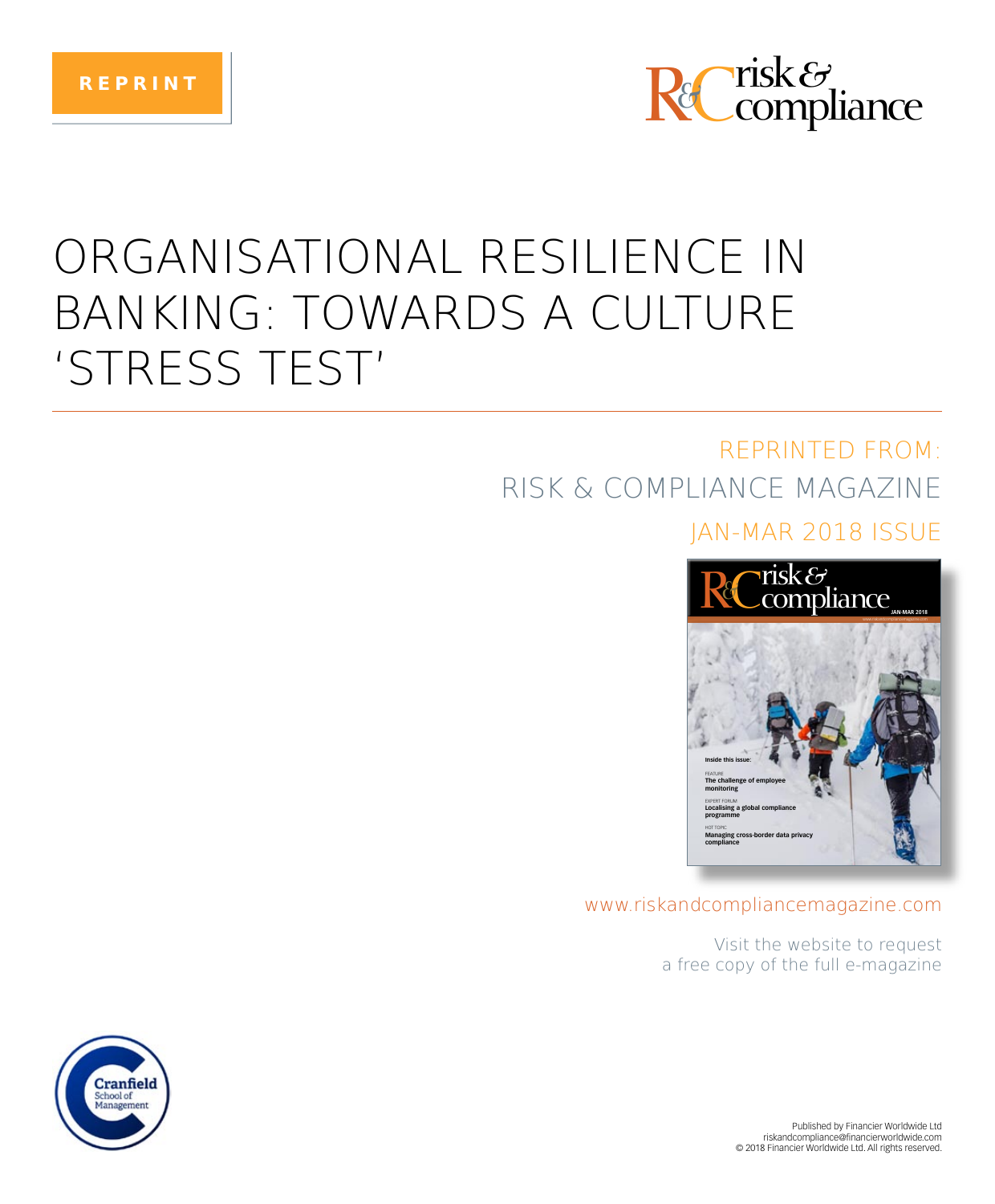REPRINT

# ORGANISATIONAL RESILIENCE IN BANKING: TOWARDS A CULTURE 'STRESS TEST'

REPRINTED FROM:
RISK & COMPLIANCE MAGAZINE
JAN-MAR 2018 ISSUE

www.riskandcompliancemagazine.com

Visit the website to request a free copy of the full e-magazine

Published by Financier Worldwide Ltd
riskandcompliance@financierworldwide.com
© 2018 Financier Worldwide Ltd. All rights reserved.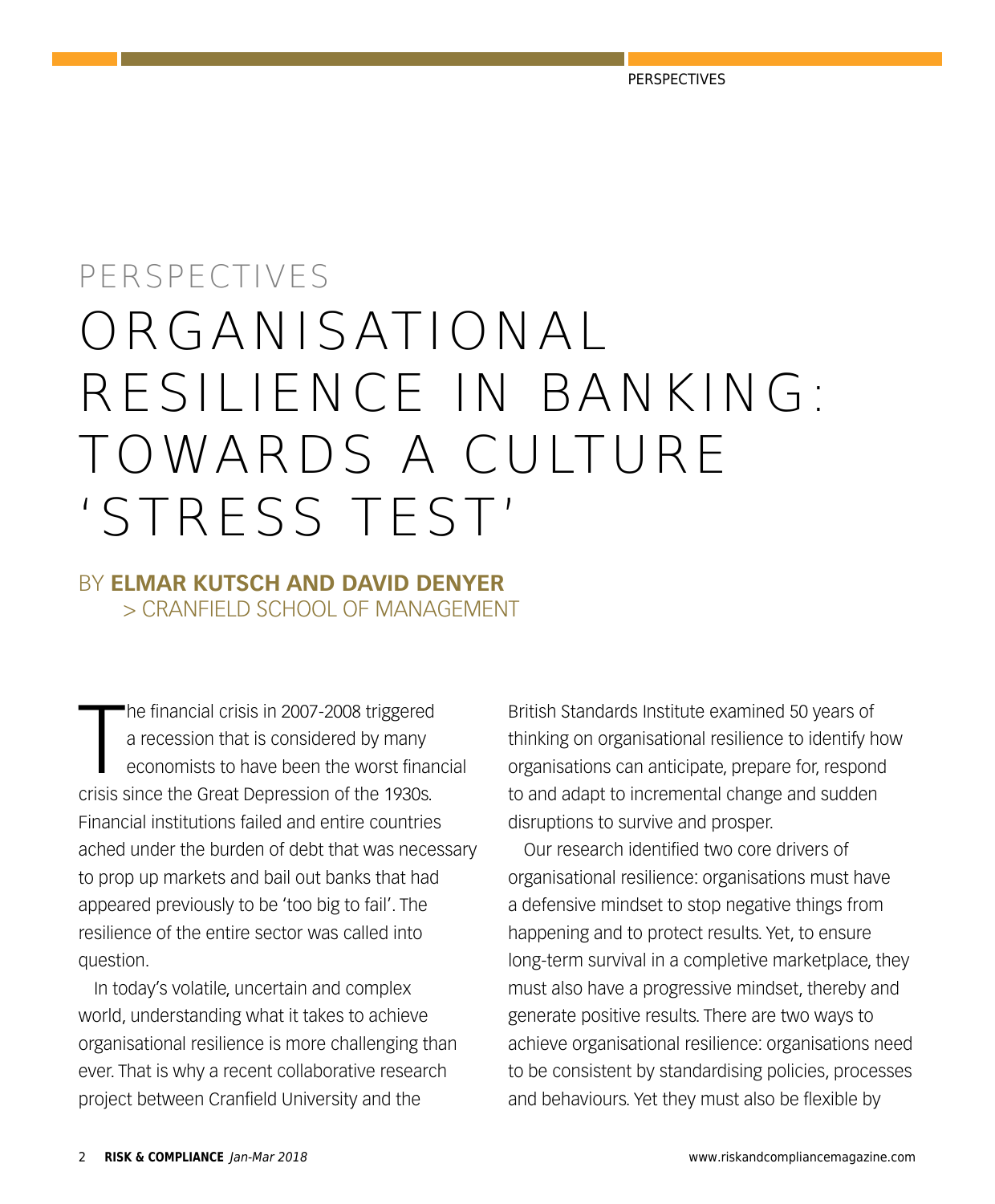PERSPECTIVES

# ORGANISATIONAL RESILIENCE IN BANKING: TOWARDS A CULTURE 'STRESS TEST'

BY **ELMAR KUTSCH AND DAVID DENYER**
> CRANFIELD SCHOOL OF MANAGEMENT

The financial crisis in 2007-2008 triggered a recession that is considered by many economists to have been the worst financial crisis since the Great Depression of the 1930s. Financial institutions failed and entire countries ached under the burden of debt that was necessary to prop up markets and bail out banks that had appeared previously to be 'too big to fail'. The resilience of the entire sector was called into question.

In today's volatile, uncertain and complex world, understanding what it takes to achieve organisational resilience is more challenging than ever. That is why a recent collaborative research project between Cranfield University and the British Standards Institute examined 50 years of thinking on organisational resilience to identify how organisations can anticipate, prepare for, respond to and adapt to incremental change and sudden disruptions to survive and prosper.

Our research identified two core drivers of organisational resilience: organisations must have a defensive mindset to stop negative things from happening and to protect results. Yet, to ensure long-term survival in a completive marketplace, they must also have a progressive mindset, thereby and generate positive results. There are two ways to achieve organisational resilience: organisations need to be consistent by standardising policies, processes and behaviours. Yet they must also be flexible by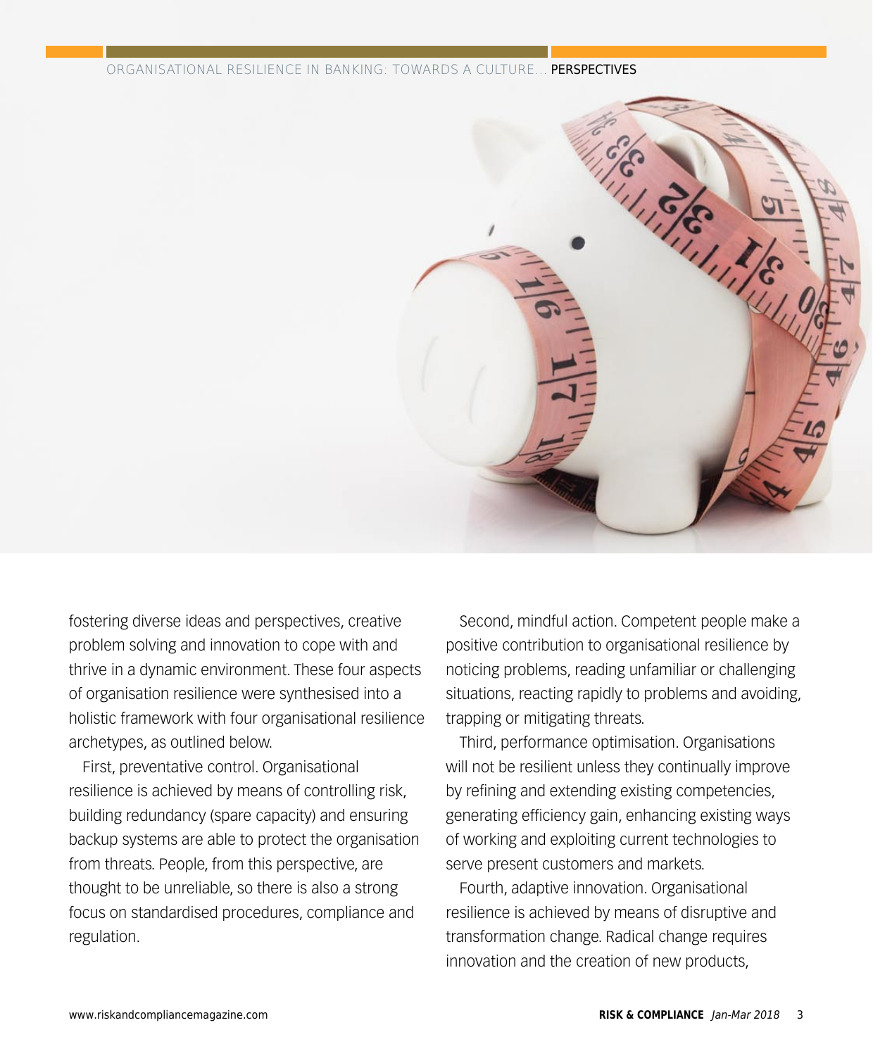fostering diverse ideas and perspectives, creative problem solving and innovation to cope with and thrive in a dynamic environment. These four aspects of organisation resilience were synthesised into a holistic framework with four organisational resilience archetypes, as outlined below.

First, preventative control. Organisational resilience is achieved by means of controlling risk, building redundancy (spare capacity) and ensuring backup systems are able to protect the organisation from threats. People, from this perspective, are thought to be unreliable, so there is also a strong focus on standardised procedures, compliance and regulation.

Second, mindful action. Competent people make a positive contribution to organisational resilience by noticing problems, reading unfamiliar or challenging situations, reacting rapidly to problems and avoiding, trapping or mitigating threats.

Third, performance optimisation. Organisations will not be resilient unless they continually improve by refining and extending existing competencies, generating efficiency gain, enhancing existing ways of working and exploiting current technologies to serve present customers and markets.

Fourth, adaptive innovation. Organisational resilience is achieved by means of disruptive and transformation change. Radical change requires innovation and the creation of new products,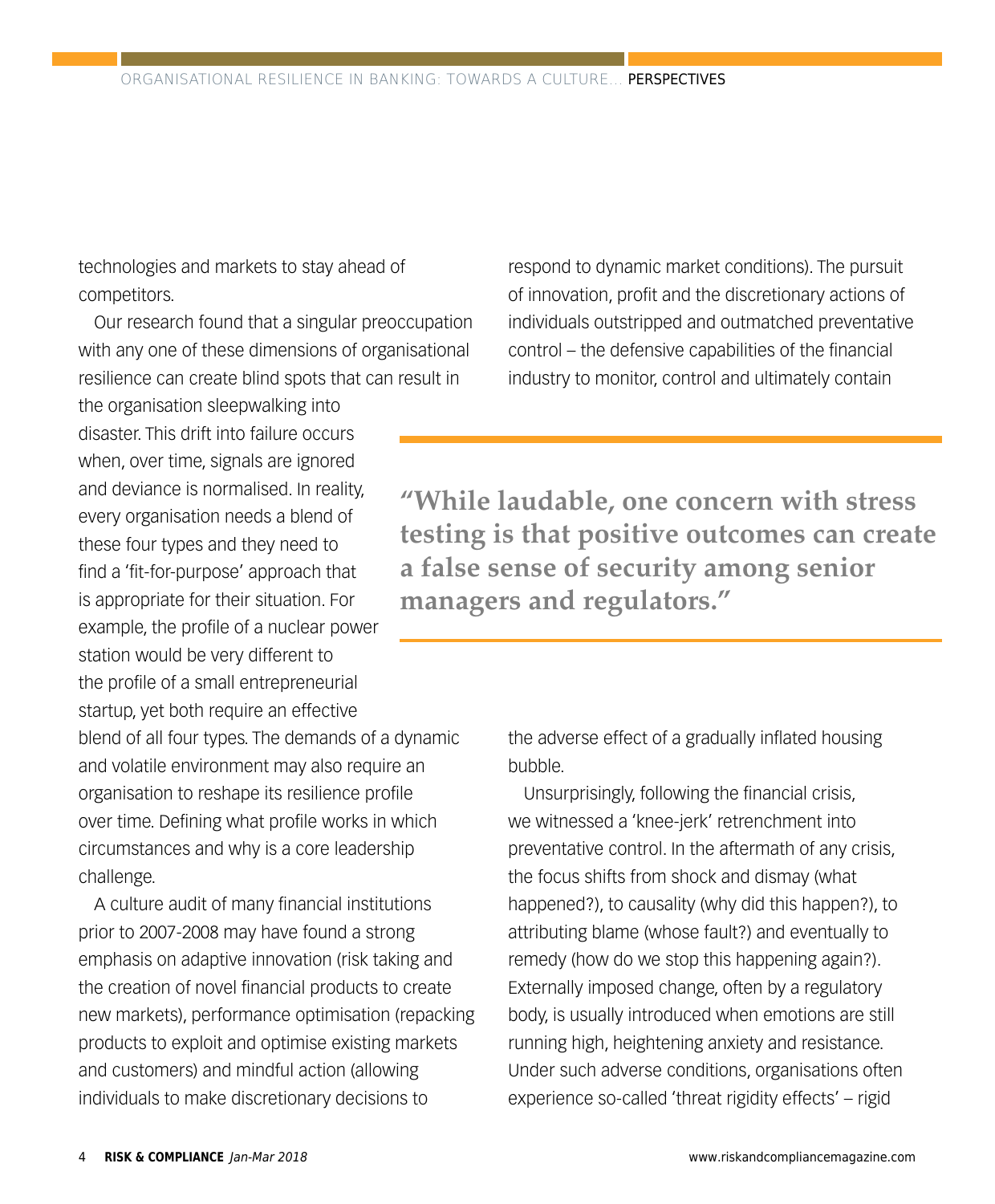technologies and markets to stay ahead of competitors.

Our research found that a singular preoccupation with any one of these dimensions of organisational resilience can create blind spots that can result in the organisation sleepwalking into disaster. This drift into failure occurs when, over time, signals are ignored and deviance is normalised. In reality, every organisation needs a blend of these four types and they need to find a 'fit-for-purpose' approach that is appropriate for their situation. For example, the profile of a nuclear power station would be very different to the profile of a small entrepreneurial startup, yet both require an effective blend of all four types. The demands of a dynamic and volatile environment may also require an organisation to reshape its resilience profile over time. Defining what profile works in which circumstances and why is a core leadership challenge.

A culture audit of many financial institutions prior to 2007-2008 may have found a strong emphasis on adaptive innovation (risk taking and the creation of novel financial products to create new markets), performance optimisation (repacking products to exploit and optimise existing markets and customers) and mindful action (allowing individuals to make discretionary decisions to respond to dynamic market conditions). The pursuit of innovation, profit and the discretionary actions of individuals outstripped and outmatched preventative control – the defensive capabilities of the financial industry to monitor, control and ultimately contain the adverse effect of a gradually inflated housing bubble.

> **"While laudable, one concern with stress testing is that positive outcomes can create a false sense of security among senior managers and regulators."**

Unsurprisingly, following the financial crisis, we witnessed a 'knee-jerk' retrenchment into preventative control. In the aftermath of any crisis, the focus shifts from shock and dismay (what happened?), to causality (why did this happen?), to attributing blame (whose fault?) and eventually to remedy (how do we stop this happening again?). Externally imposed change, often by a regulatory body, is usually introduced when emotions are still running high, heightening anxiety and resistance. Under such adverse conditions, organisations often experience so-called 'threat rigidity effects' – rigid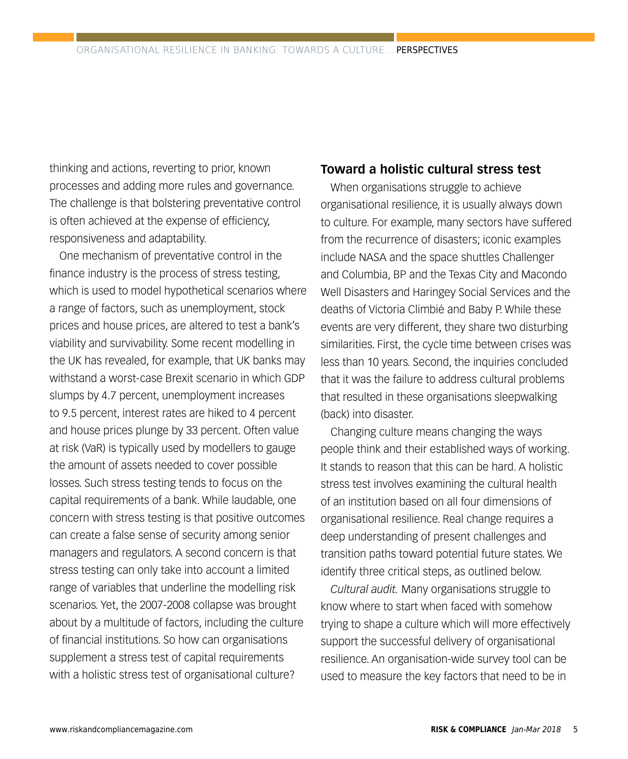thinking and actions, reverting to prior, known processes and adding more rules and governance. The challenge is that bolstering preventative control is often achieved at the expense of efficiency, responsiveness and adaptability.

One mechanism of preventative control in the finance industry is the process of stress testing, which is used to model hypothetical scenarios where a range of factors, such as unemployment, stock prices and house prices, are altered to test a bank's viability and survivability. Some recent modelling in the UK has revealed, for example, that UK banks may withstand a worst-case Brexit scenario in which GDP slumps by 4.7 percent, unemployment increases to 9.5 percent, interest rates are hiked to 4 percent and house prices plunge by 33 percent. Often value at risk (VaR) is typically used by modellers to gauge the amount of assets needed to cover possible losses. Such stress testing tends to focus on the capital requirements of a bank. While laudable, one concern with stress testing is that positive outcomes can create a false sense of security among senior managers and regulators. A second concern is that stress testing can only take into account a limited range of variables that underline the modelling risk scenarios. Yet, the 2007-2008 collapse was brought about by a multitude of factors, including the culture of financial institutions. So how can organisations supplement a stress test of capital requirements with a holistic stress test of organisational culture?

## Toward a holistic cultural stress test

When organisations struggle to achieve organisational resilience, it is usually always down to culture. For example, many sectors have suffered from the recurrence of disasters; iconic examples include NASA and the space shuttles Challenger and Columbia, BP and the Texas City and Macondo Well Disasters and Haringey Social Services and the deaths of Victoria Climbié and Baby P. While these events are very different, they share two disturbing similarities. First, the cycle time between crises was less than 10 years. Second, the inquiries concluded that it was the failure to address cultural problems that resulted in these organisations sleepwalking (back) into disaster.

Changing culture means changing the ways people think and their established ways of working. It stands to reason that this can be hard. A holistic stress test involves examining the cultural health of an institution based on all four dimensions of organisational resilience. Real change requires a deep understanding of present challenges and transition paths toward potential future states. We identify three critical steps, as outlined below.

*Cultural audit.* Many organisations struggle to know where to start when faced with somehow trying to shape a culture which will more effectively support the successful delivery of organisational resilience. An organisation-wide survey tool can be used to measure the key factors that need to be in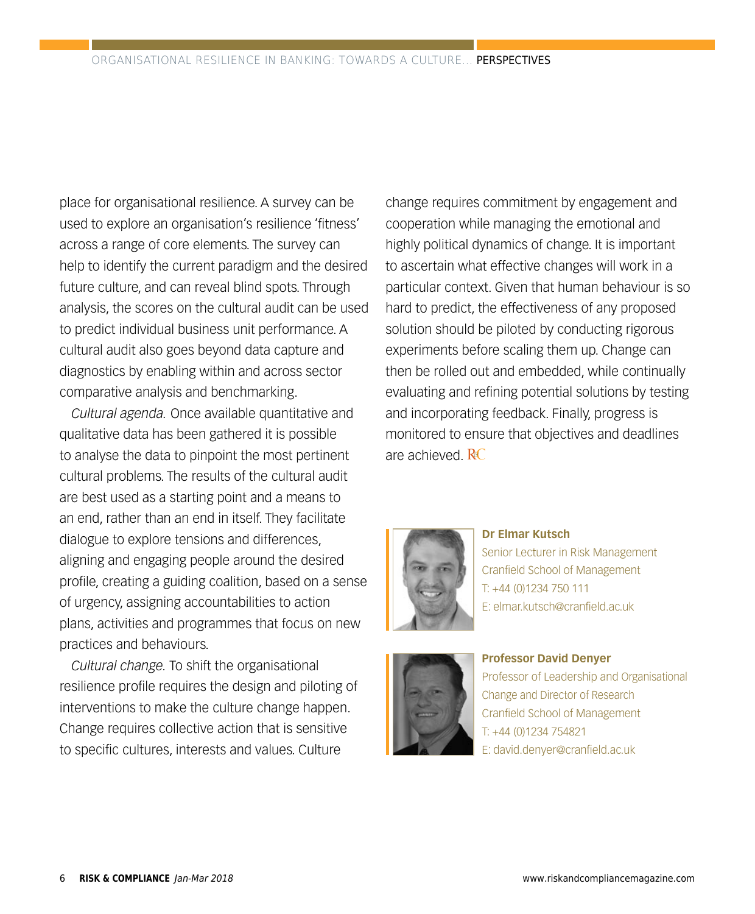place for organisational resilience. A survey can be used to explore an organisation's resilience 'fitness' across a range of core elements. The survey can help to identify the current paradigm and the desired future culture, and can reveal blind spots. Through analysis, the scores on the cultural audit can be used to predict individual business unit performance. A cultural audit also goes beyond data capture and diagnostics by enabling within and across sector comparative analysis and benchmarking.

*Cultural agenda.* Once available quantitative and qualitative data has been gathered it is possible to analyse the data to pinpoint the most pertinent cultural problems. The results of the cultural audit are best used as a starting point and a means to an end, rather than an end in itself. They facilitate dialogue to explore tensions and differences, aligning and engaging people around the desired profile, creating a guiding coalition, based on a sense of urgency, assigning accountabilities to action plans, activities and programmes that focus on new practices and behaviours.

*Cultural change.* To shift the organisational resilience profile requires the design and piloting of interventions to make the culture change happen. Change requires collective action that is sensitive to specific cultures, interests and values. Culture change requires commitment by engagement and cooperation while managing the emotional and highly political dynamics of change. It is important to ascertain what effective changes will work in a particular context. Given that human behaviour is so hard to predict, the effectiveness of any proposed solution should be piloted by conducting rigorous experiments before scaling them up. Change can then be rolled out and embedded, while continually evaluating and refining potential solutions by testing and incorporating feedback. Finally, progress is monitored to ensure that objectives and deadlines are achieved. RC

**Dr Elmar Kutsch**
Senior Lecturer in Risk Management
Cranfield School of Management
T: +44 (0)1234 750 111
E: elmar.kutsch@cranfield.ac.uk

**Professor David Denyer**
Professor of Leadership and Organisational Change and Director of Research
Cranfield School of Management
T: +44 (0)1234 754821
E: david.denyer@cranfield.ac.uk